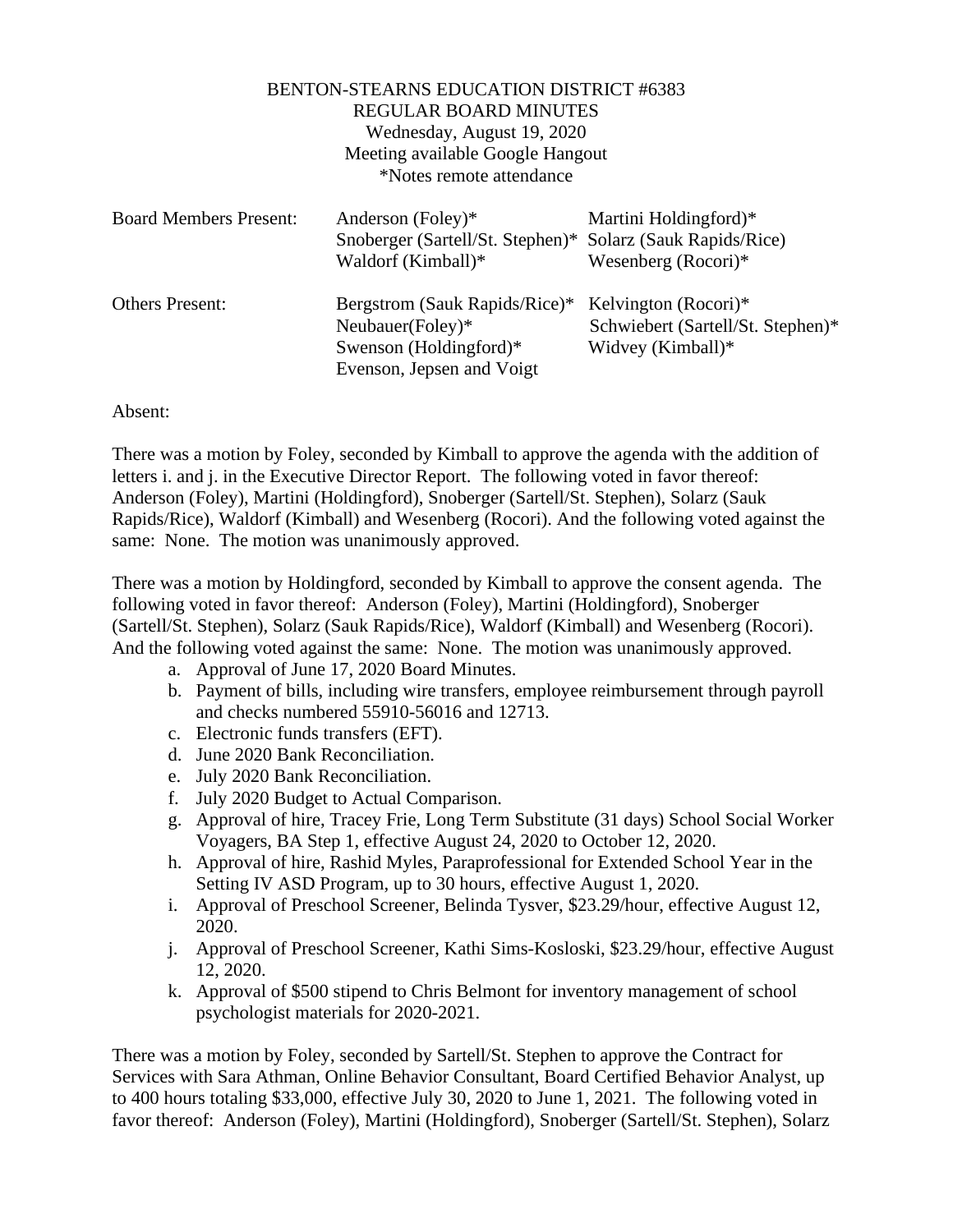BENTON-STEARNS EDUCATION DISTRICT #6383
REGULAR BOARD MINUTES
Wednesday, August 19, 2020
Meeting available Google Hangout
*Notes remote attendance

| | | |
|---|---|---|
| Board Members Present: | Anderson (Foley)* | Martini Holdingford)* |
| | Snoberger (Sartell/St. Stephen)* | Solarz (Sauk Rapids/Rice) |
| | Waldorf (Kimball)* | Wesenberg (Rocori)* |
| Others Present: | Bergstrom (Sauk Rapids/Rice)* | Kelvington (Rocori)* |
| | Neubauer(Foley)* | Schwiebert (Sartell/St. Stephen)* |
| | Swenson (Holdingford)* | Widvey (Kimball)* |
| | Evenson, Jepsen and Voigt | |

Absent:

There was a motion by Foley, seconded by Kimball to approve the agenda with the addition of letters i. and j. in the Executive Director Report. The following voted in favor thereof: Anderson (Foley), Martini (Holdingford), Snoberger (Sartell/St. Stephen), Solarz (Sauk Rapids/Rice), Waldorf (Kimball) and Wesenberg (Rocori). And the following voted against the same: None. The motion was unanimously approved.

There was a motion by Holdingford, seconded by Kimball to approve the consent agenda. The following voted in favor thereof: Anderson (Foley), Martini (Holdingford), Snoberger (Sartell/St. Stephen), Solarz (Sauk Rapids/Rice), Waldorf (Kimball) and Wesenberg (Rocori). And the following voted against the same: None. The motion was unanimously approved.

a. Approval of June 17, 2020 Board Minutes.
b. Payment of bills, including wire transfers, employee reimbursement through payroll and checks numbered 55910-56016 and 12713.
c. Electronic funds transfers (EFT).
d. June 2020 Bank Reconciliation.
e. July 2020 Bank Reconciliation.
f. July 2020 Budget to Actual Comparison.
g. Approval of hire, Tracey Frie, Long Term Substitute (31 days) School Social Worker Voyagers, BA Step 1, effective August 24, 2020 to October 12, 2020.
h. Approval of hire, Rashid Myles, Paraprofessional for Extended School Year in the Setting IV ASD Program, up to 30 hours, effective August 1, 2020.
i. Approval of Preschool Screener, Belinda Tysver, $23.29/hour, effective August 12, 2020.
j. Approval of Preschool Screener, Kathi Sims-Kosloski, $23.29/hour, effective August 12, 2020.
k. Approval of $500 stipend to Chris Belmont for inventory management of school psychologist materials for 2020-2021.

There was a motion by Foley, seconded by Sartell/St. Stephen to approve the Contract for Services with Sara Athman, Online Behavior Consultant, Board Certified Behavior Analyst, up to 400 hours totaling $33,000, effective July 30, 2020 to June 1, 2021. The following voted in favor thereof: Anderson (Foley), Martini (Holdingford), Snoberger (Sartell/St. Stephen), Solarz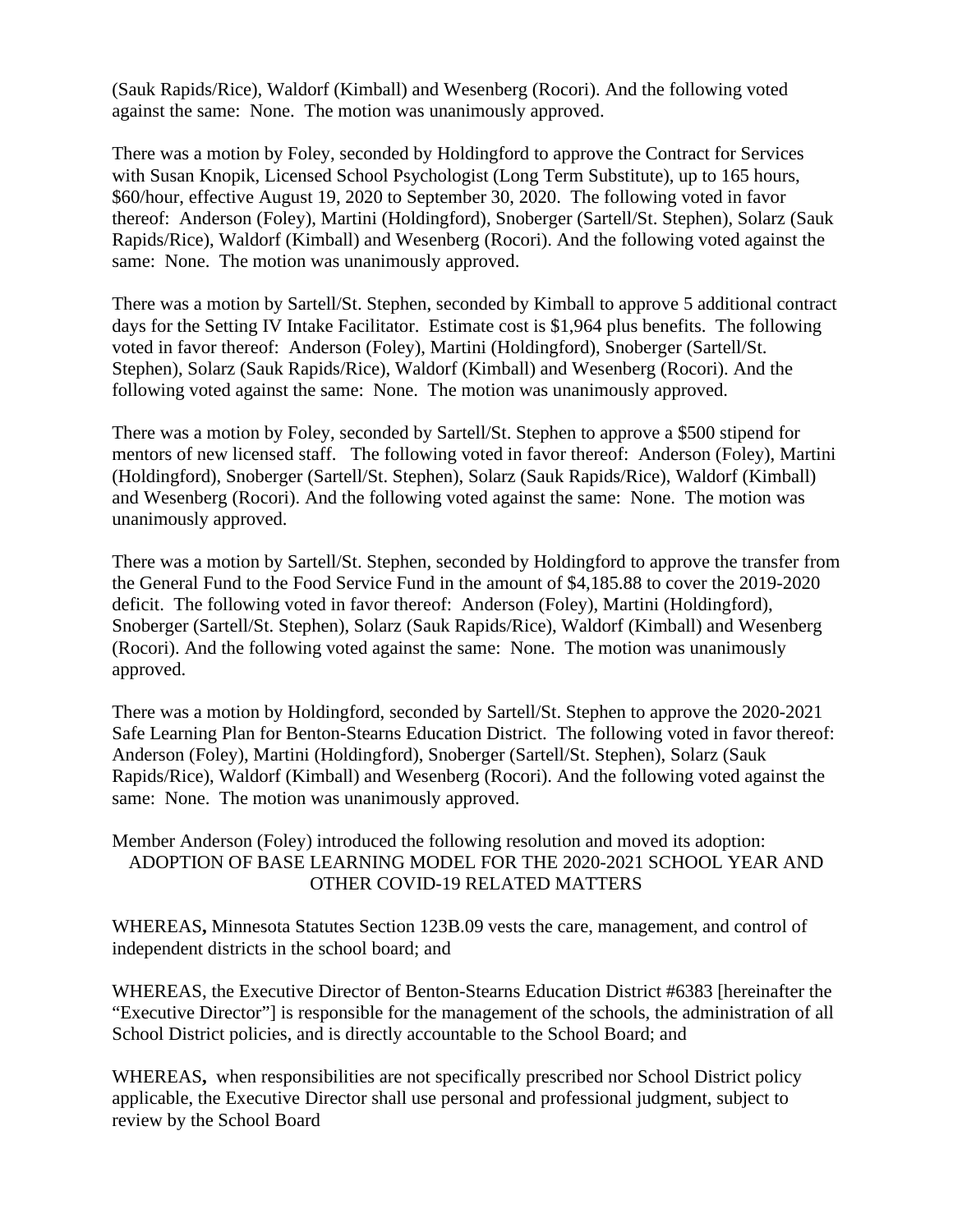(Sauk Rapids/Rice), Waldorf (Kimball) and Wesenberg (Rocori). And the following voted against the same: None. The motion was unanimously approved.

There was a motion by Foley, seconded by Holdingford to approve the Contract for Services with Susan Knopik, Licensed School Psychologist (Long Term Substitute), up to 165 hours, $60/hour, effective August 19, 2020 to September 30, 2020. The following voted in favor thereof: Anderson (Foley), Martini (Holdingford), Snoberger (Sartell/St. Stephen), Solarz (Sauk Rapids/Rice), Waldorf (Kimball) and Wesenberg (Rocori). And the following voted against the same: None. The motion was unanimously approved.

There was a motion by Sartell/St. Stephen, seconded by Kimball to approve 5 additional contract days for the Setting IV Intake Facilitator. Estimate cost is $1,964 plus benefits. The following voted in favor thereof: Anderson (Foley), Martini (Holdingford), Snoberger (Sartell/St. Stephen), Solarz (Sauk Rapids/Rice), Waldorf (Kimball) and Wesenberg (Rocori). And the following voted against the same: None. The motion was unanimously approved.

There was a motion by Foley, seconded by Sartell/St. Stephen to approve a $500 stipend for mentors of new licensed staff. The following voted in favor thereof: Anderson (Foley), Martini (Holdingford), Snoberger (Sartell/St. Stephen), Solarz (Sauk Rapids/Rice), Waldorf (Kimball) and Wesenberg (Rocori). And the following voted against the same: None. The motion was unanimously approved.

There was a motion by Sartell/St. Stephen, seconded by Holdingford to approve the transfer from the General Fund to the Food Service Fund in the amount of $4,185.88 to cover the 2019-2020 deficit. The following voted in favor thereof: Anderson (Foley), Martini (Holdingford), Snoberger (Sartell/St. Stephen), Solarz (Sauk Rapids/Rice), Waldorf (Kimball) and Wesenberg (Rocori). And the following voted against the same: None. The motion was unanimously approved.

There was a motion by Holdingford, seconded by Sartell/St. Stephen to approve the 2020-2021 Safe Learning Plan for Benton-Stearns Education District. The following voted in favor thereof: Anderson (Foley), Martini (Holdingford), Snoberger (Sartell/St. Stephen), Solarz (Sauk Rapids/Rice), Waldorf (Kimball) and Wesenberg (Rocori). And the following voted against the same: None. The motion was unanimously approved.

Member Anderson (Foley) introduced the following resolution and moved its adoption:

ADOPTION OF BASE LEARNING MODEL FOR THE 2020-2021 SCHOOL YEAR AND OTHER COVID-19 RELATED MATTERS

WHEREAS**,** Minnesota Statutes Section 123B.09 vests the care, management, and control of independent districts in the school board; and

WHEREAS, the Executive Director of Benton-Stearns Education District #6383 [hereinafter the "Executive Director"] is responsible for the management of the schools, the administration of all School District policies, and is directly accountable to the School Board; and

WHEREAS**,** when responsibilities are not specifically prescribed nor School District policy applicable, the Executive Director shall use personal and professional judgment, subject to review by the School Board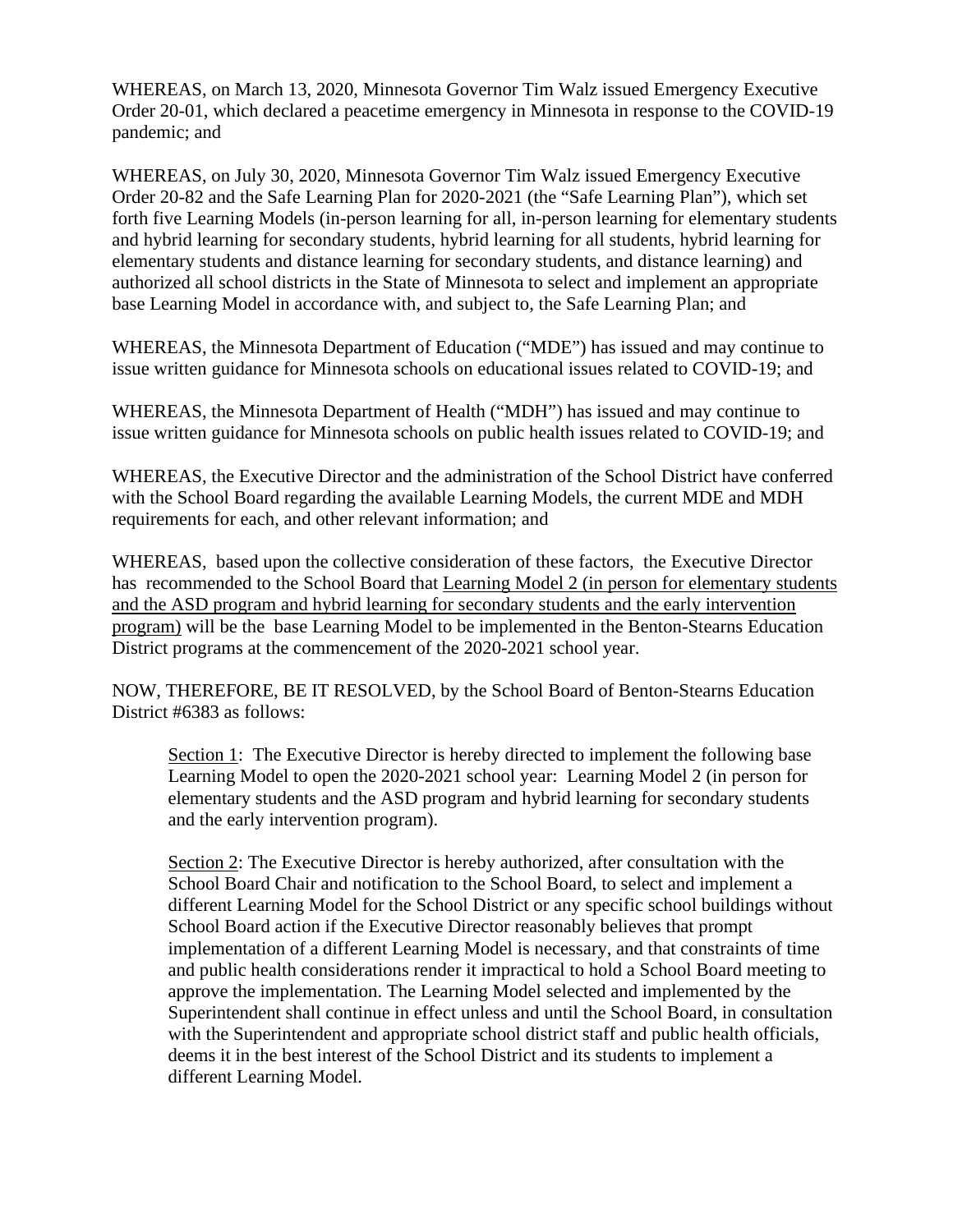WHEREAS, on March 13, 2020, Minnesota Governor Tim Walz issued Emergency Executive Order 20-01, which declared a peacetime emergency in Minnesota in response to the COVID-19 pandemic; and

WHEREAS, on July 30, 2020, Minnesota Governor Tim Walz issued Emergency Executive Order 20-82 and the Safe Learning Plan for 2020-2021 (the "Safe Learning Plan"), which set forth five Learning Models (in-person learning for all, in-person learning for elementary students and hybrid learning for secondary students, hybrid learning for all students, hybrid learning for elementary students and distance learning for secondary students, and distance learning) and authorized all school districts in the State of Minnesota to select and implement an appropriate base Learning Model in accordance with, and subject to, the Safe Learning Plan; and

WHEREAS, the Minnesota Department of Education ("MDE") has issued and may continue to issue written guidance for Minnesota schools on educational issues related to COVID-19; and

WHEREAS, the Minnesota Department of Health ("MDH") has issued and may continue to issue written guidance for Minnesota schools on public health issues related to COVID-19; and

WHEREAS, the Executive Director and the administration of the School District have conferred with the School Board regarding the available Learning Models, the current MDE and MDH requirements for each, and other relevant information; and

WHEREAS, based upon the collective consideration of these factors, the Executive Director has recommended to the School Board that <u>Learning Model 2 (in person for elementary students and the ASD program and hybrid learning for secondary students and the early intervention program)</u> will be the base Learning Model to be implemented in the Benton-Stearns Education District programs at the commencement of the 2020-2021 school year.

NOW, THEREFORE, BE IT RESOLVED, by the School Board of Benton-Stearns Education District #6383 as follows:

> <u>Section 1</u>: The Executive Director is hereby directed to implement the following base Learning Model to open the 2020-2021 school year: Learning Model 2 (in person for elementary students and the ASD program and hybrid learning for secondary students and the early intervention program).
>
> <u>Section 2</u>: The Executive Director is hereby authorized, after consultation with the School Board Chair and notification to the School Board, to select and implement a different Learning Model for the School District or any specific school buildings without School Board action if the Executive Director reasonably believes that prompt implementation of a different Learning Model is necessary, and that constraints of time and public health considerations render it impractical to hold a School Board meeting to approve the implementation. The Learning Model selected and implemented by the Superintendent shall continue in effect unless and until the School Board, in consultation with the Superintendent and appropriate school district staff and public health officials, deems it in the best interest of the School District and its students to implement a different Learning Model.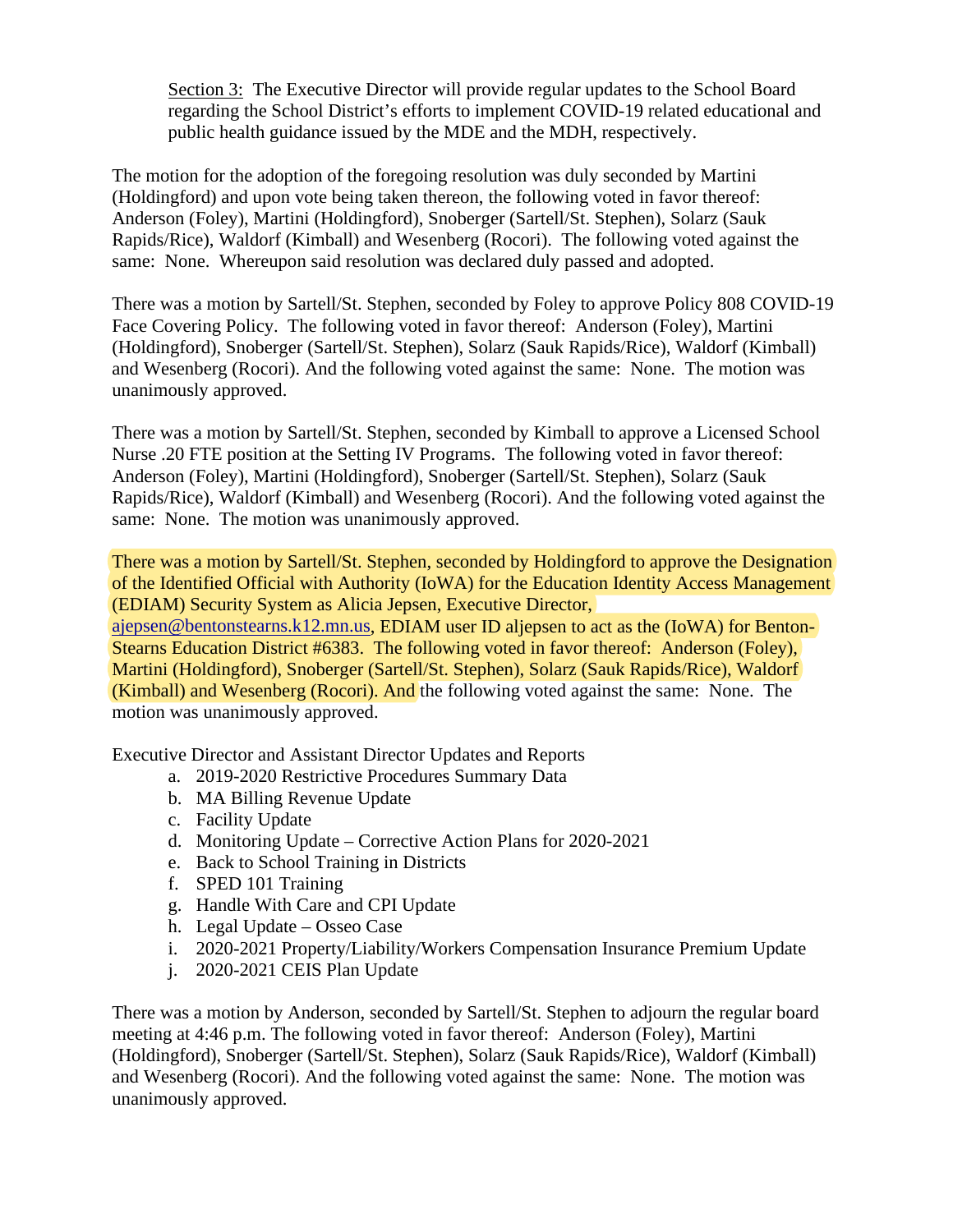Section 3: The Executive Director will provide regular updates to the School Board regarding the School District's efforts to implement COVID-19 related educational and public health guidance issued by the MDE and the MDH, respectively.

The motion for the adoption of the foregoing resolution was duly seconded by Martini (Holdingford) and upon vote being taken thereon, the following voted in favor thereof: Anderson (Foley), Martini (Holdingford), Snoberger (Sartell/St. Stephen), Solarz (Sauk Rapids/Rice), Waldorf (Kimball) and Wesenberg (Rocori). The following voted against the same: None. Whereupon said resolution was declared duly passed and adopted.

There was a motion by Sartell/St. Stephen, seconded by Foley to approve Policy 808 COVID-19 Face Covering Policy. The following voted in favor thereof: Anderson (Foley), Martini (Holdingford), Snoberger (Sartell/St. Stephen), Solarz (Sauk Rapids/Rice), Waldorf (Kimball) and Wesenberg (Rocori). And the following voted against the same: None. The motion was unanimously approved.

There was a motion by Sartell/St. Stephen, seconded by Kimball to approve a Licensed School Nurse .20 FTE position at the Setting IV Programs. The following voted in favor thereof: Anderson (Foley), Martini (Holdingford), Snoberger (Sartell/St. Stephen), Solarz (Sauk Rapids/Rice), Waldorf (Kimball) and Wesenberg (Rocori). And the following voted against the same: None. The motion was unanimously approved.

There was a motion by Sartell/St. Stephen, seconded by Holdingford to approve the Designation of the Identified Official with Authority (IoWA) for the Education Identity Access Management (EDIAM) Security System as Alicia Jepsen, Executive Director, ajepsen@bentonstearns.k12.mn.us, EDIAM user ID aljepsen to act as the (IoWA) for Benton-Stearns Education District #6383. The following voted in favor thereof: Anderson (Foley), Martini (Holdingford), Snoberger (Sartell/St. Stephen), Solarz (Sauk Rapids/Rice), Waldorf (Kimball) and Wesenberg (Rocori). And the following voted against the same: None. The motion was unanimously approved.

Executive Director and Assistant Director Updates and Reports

a. 2019-2020 Restrictive Procedures Summary Data
b. MA Billing Revenue Update
c. Facility Update
d. Monitoring Update – Corrective Action Plans for 2020-2021
e. Back to School Training in Districts
f. SPED 101 Training
g. Handle With Care and CPI Update
h. Legal Update – Osseo Case
i. 2020-2021 Property/Liability/Workers Compensation Insurance Premium Update
j. 2020-2021 CEIS Plan Update

There was a motion by Anderson, seconded by Sartell/St. Stephen to adjourn the regular board meeting at 4:46 p.m. The following voted in favor thereof: Anderson (Foley), Martini (Holdingford), Snoberger (Sartell/St. Stephen), Solarz (Sauk Rapids/Rice), Waldorf (Kimball) and Wesenberg (Rocori). And the following voted against the same: None. The motion was unanimously approved.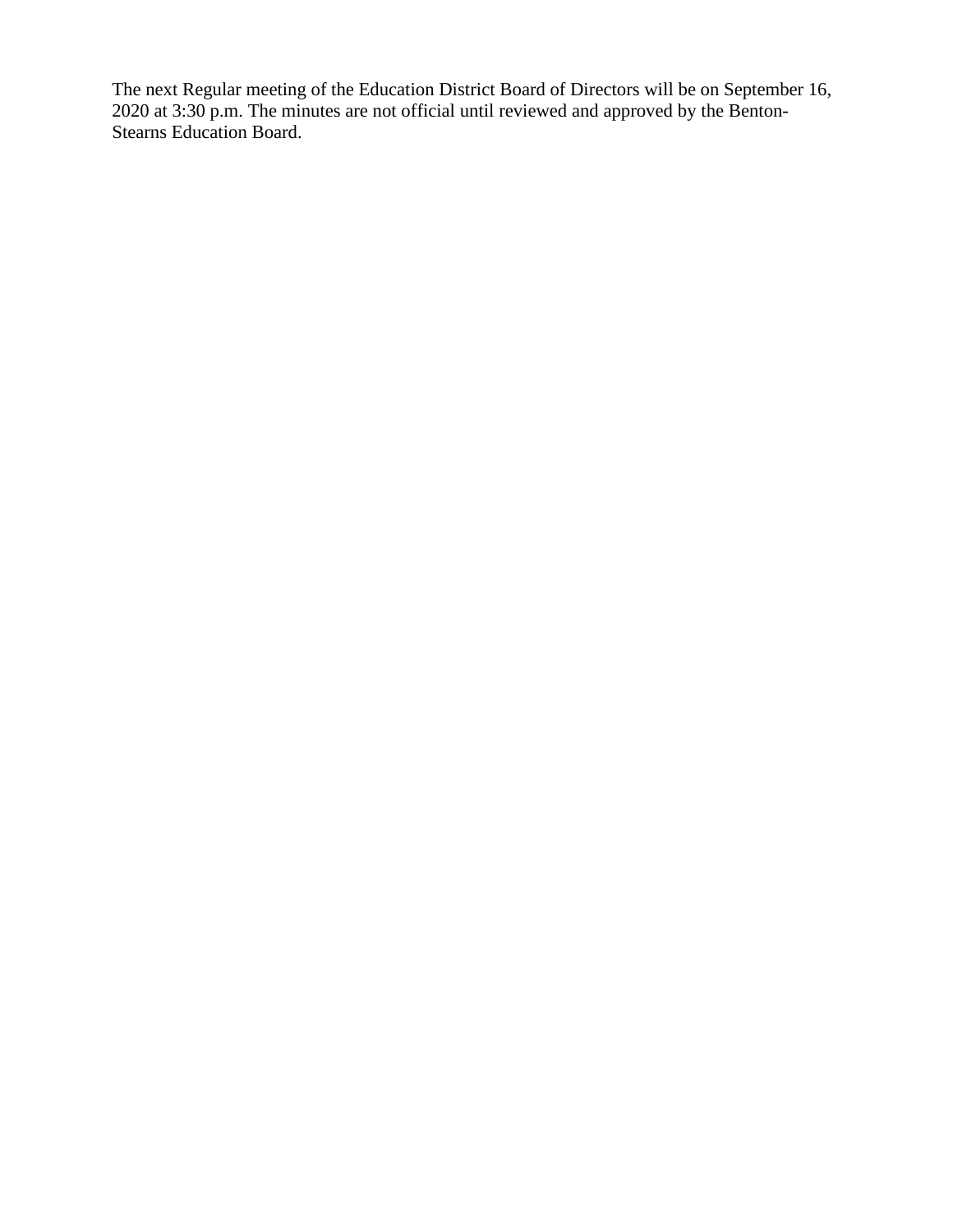The next Regular meeting of the Education District Board of Directors will be on September 16, 2020 at 3:30 p.m. The minutes are not official until reviewed and approved by the Benton-Stearns Education Board.